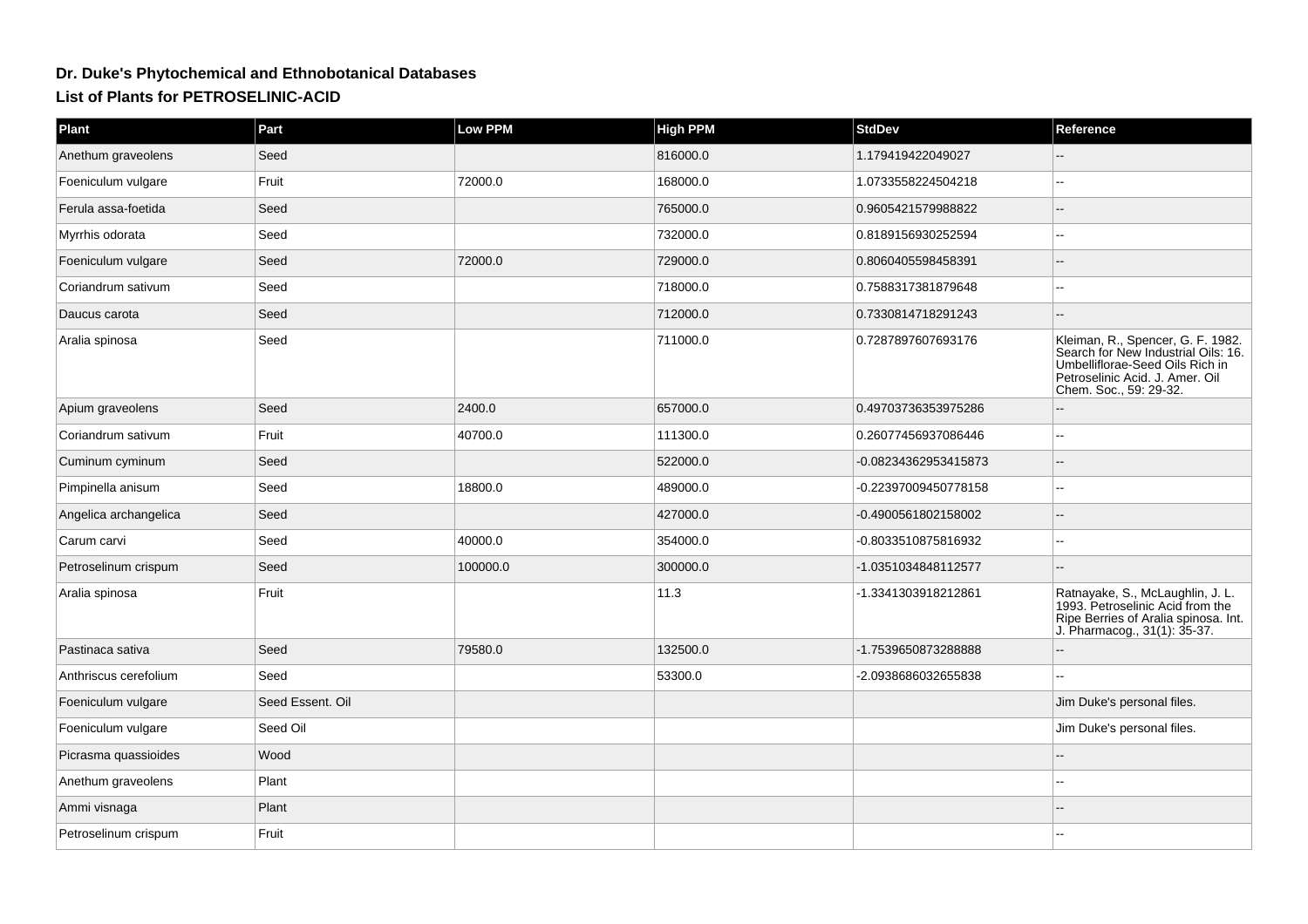# Dr. Duke's Phytochemical and Ethnobotanical Databases

## List of Plants for PETROSELINIC-ACID

| Plant | Part | Low PPM | High PPM | StdDev | Reference |
| --- | --- | --- | --- | --- | --- |
| Anethum graveolens | Seed | | 816000.0 | 1.179419422049027 | -- |
| Foeniculum vulgare | Fruit | 72000.0 | 168000.0 | 1.0733558224504218 | -- |
| Ferula assa-foetida | Seed | | 765000.0 | 0.9605421579988822 | -- |
| Myrrhis odorata | Seed | | 732000.0 | 0.8189156930252594 | -- |
| Foeniculum vulgare | Seed | 72000.0 | 729000.0 | 0.8060405598458391 | -- |
| Coriandrum sativum | Seed | | 718000.0 | 0.7588317381879648 | -- |
| Daucus carota | Seed | | 712000.0 | 0.7330814718291243 | -- |
| Aralia spinosa | Seed | | 711000.0 | 0.7287897607693176 | Kleiman, R., Spencer, G. F. 1982. Search for New Industrial Oils: 16. Umbelliflorae-Seed Oils Rich in Petroselinic Acid. J. Amer. Oil Chem. Soc., 59: 29-32. |
| Apium graveolens | Seed | 2400.0 | 657000.0 | 0.49703736353975286 | -- |
| Coriandrum sativum | Fruit | 40700.0 | 111300.0 | 0.26077456937086446 | -- |
| Cuminum cyminum | Seed | | 522000.0 | -0.08234362953415873 | -- |
| Pimpinella anisum | Seed | 18800.0 | 489000.0 | -0.22397009450778158 | -- |
| Angelica archangelica | Seed | | 427000.0 | -0.4900561802158002 | -- |
| Carum carvi | Seed | 40000.0 | 354000.0 | -0.8033510875816932 | -- |
| Petroselinum crispum | Seed | 100000.0 | 300000.0 | -1.0351034848112577 | -- |
| Aralia spinosa | Fruit | | 11.3 | -1.3341303918212861 | Ratnayake, S., McLaughlin, J. L. 1993. Petroselinic Acid from the Ripe Berries of Aralia spinosa. Int. J. Pharmacog., 31(1): 35-37. |
| Pastinaca sativa | Seed | 79580.0 | 132500.0 | -1.7539650873288888 | -- |
| Anthriscus cerefolium | Seed | | 53300.0 | -2.0938686032655838 | -- |
| Foeniculum vulgare | Seed Essent. Oil | | | | Jim Duke's personal files. |
| Foeniculum vulgare | Seed Oil | | | | Jim Duke's personal files. |
| Picrasma quassioides | Wood | | | | -- |
| Anethum graveolens | Plant | | | | -- |
| Ammi visnaga | Plant | | | | -- |
| Petroselinum crispum | Fruit | | | | -- |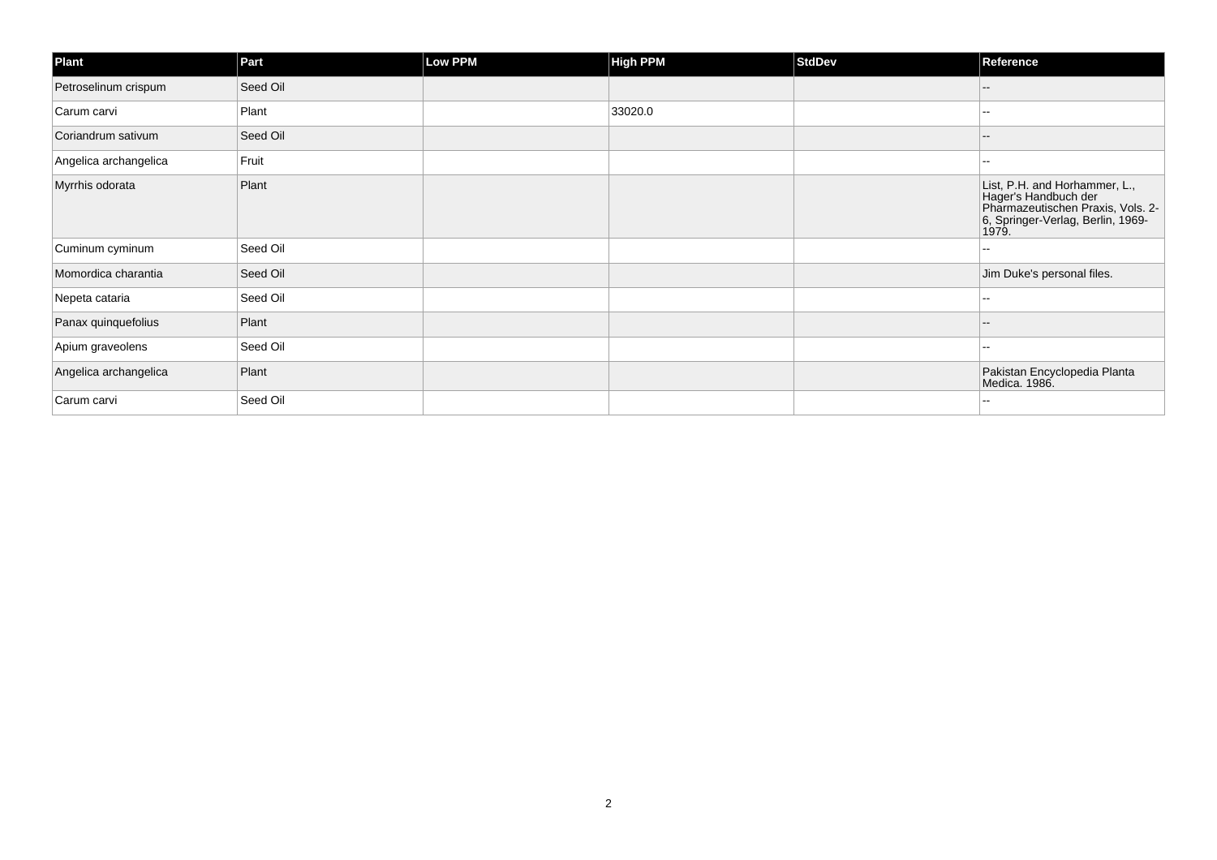| Plant | Part | Low PPM | High PPM | StdDev | Reference |
| --- | --- | --- | --- | --- | --- |
| Petroselinum crispum | Seed Oil | | | | -- |
| Carum carvi | Plant | | 33020.0 | | -- |
| Coriandrum sativum | Seed Oil | | | | -- |
| Angelica archangelica | Fruit | | | | -- |
| Myrrhis odorata | Plant | | | | List, P.H. and Horhammer, L., Hager's Handbuch der Pharmazeutischen Praxis, Vols. 2-6, Springer-Verlag, Berlin, 1969-1979. |
| Cuminum cyminum | Seed Oil | | | | -- |
| Momordica charantia | Seed Oil | | | | Jim Duke's personal files. |
| Nepeta cataria | Seed Oil | | | | -- |
| Panax quinquefolius | Plant | | | | -- |
| Apium graveolens | Seed Oil | | | | -- |
| Angelica archangelica | Plant | | | | Pakistan Encyclopedia Planta Medica. 1986. |
| Carum carvi | Seed Oil | | | | -- |